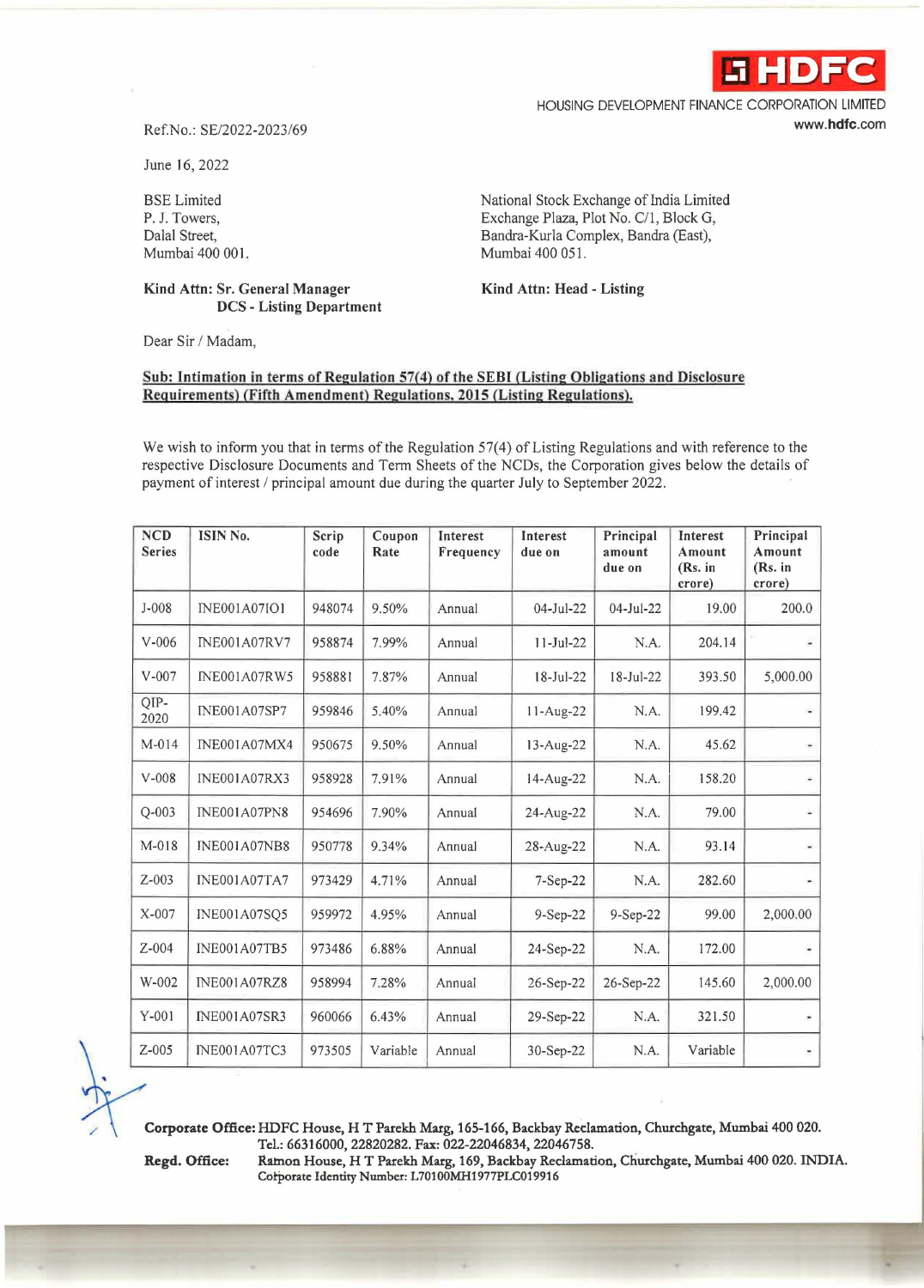HDFC

HOUSING DEVELOPMENT FINANCE CORPORATION LIMITED
www.hdfc.com

Ref.No.: SE/2022-2023/69

June 16, 2022

BSE Limited
P. J. Towers,
Dalal Street,
Mumbai 400 001.

**Kind Attn: Sr. General Manager
DCS - Listing Department**

National Stock Exchange of India Limited
Exchange Plaza, Plot No. C/1, Block G,
Bandra-Kurla Complex, Bandra (East),
Mumbai 400 051.

**Kind Attn: Head - Listing**

Dear Sir / Madam,

**Sub: Intimation in terms of Regulation 57(4) of the SEBI (Listing Obligations and Disclosure Requirements) (Fifth Amendment) Regulations, 2015 (Listing Regulations).**

We wish to inform you that in terms of the Regulation 57(4) of Listing Regulations and with reference to the respective Disclosure Documents and Term Sheets of the NCDs, the Corporation gives below the details of payment of interest / principal amount due during the quarter July to September 2022.

| NCD Series | ISIN No. | Scrip code | Coupon Rate | Interest Frequency | Interest due on | Principal amount due on | Interest Amount (Rs. in crore) | Principal Amount (Rs. in crore) |
|---|---|---|---|---|---|---|---|---|
| J-008 | INE001A07IO1 | 948074 | 9.50% | Annual | 04-Jul-22 | 04-Jul-22 | 19.00 | 200.0 |
| V-006 | INE001A07RV7 | 958874 | 7.99% | Annual | 11-Jul-22 | N.A. | 204.14 | - |
| V-007 | INE001A07RW5 | 958881 | 7.87% | Annual | 18-Jul-22 | 18-Jul-22 | 393.50 | 5,000.00 |
| QIP-2020 | INE001A07SP7 | 959846 | 5.40% | Annual | 11-Aug-22 | N.A. | 199.42 | - |
| M-014 | INE001A07MX4 | 950675 | 9.50% | Annual | 13-Aug-22 | N.A. | 45.62 | - |
| V-008 | INE001A07RX3 | 958928 | 7.91% | Annual | 14-Aug-22 | N.A. | 158.20 | - |
| Q-003 | INE001A07PN8 | 954696 | 7.90% | Annual | 24-Aug-22 | N.A. | 79.00 | - |
| M-018 | INE001A07NB8 | 950778 | 9.34% | Annual | 28-Aug-22 | N.A. | 93.14 | - |
| Z-003 | INE001A07TA7 | 973429 | 4.71% | Annual | 7-Sep-22 | N.A. | 282.60 | - |
| X-007 | INE001A07SQ5 | 959972 | 4.95% | Annual | 9-Sep-22 | 9-Sep-22 | 99.00 | 2,000.00 |
| Z-004 | INE001A07TB5 | 973486 | 6.88% | Annual | 24-Sep-22 | N.A. | 172.00 | - |
| W-002 | INE001A07RZ8 | 958994 | 7.28% | Annual | 26-Sep-22 | 26-Sep-22 | 145.60 | 2,000.00 |
| Y-001 | INE001A07SR3 | 960066 | 6.43% | Annual | 29-Sep-22 | N.A. | 321.50 | - |
| Z-005 | INE001A07TC3 | 973505 | Variable | Annual | 30-Sep-22 | N.A. | Variable | - |

**Corporate Office:** HDFC House, H T Parekh Marg, 165-166, Backbay Reclamation, Churchgate, Mumbai 400 020. Tel.: 66316000, 22820282. Fax: 022-22046834, 22046758.

**Regd. Office:** Ramon House, H T Parekh Marg, 169, Backbay Reclamation, Churchgate, Mumbai 400 020. INDIA. Corporate Identity Number: L70100MH1977PLC019916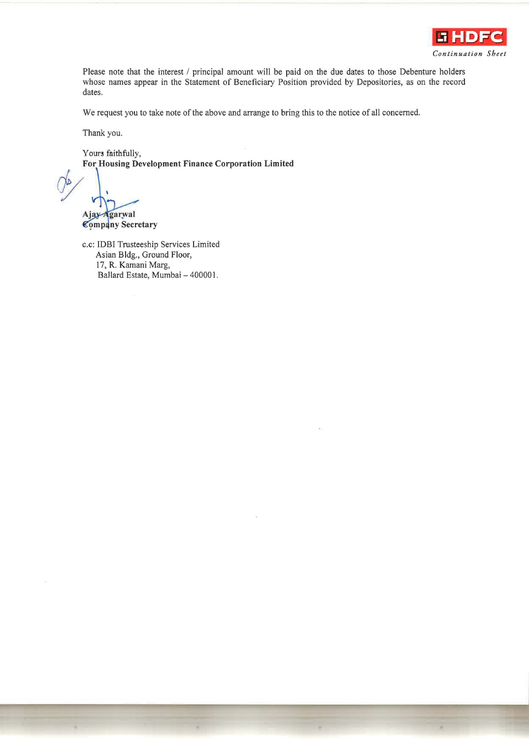Please note that the interest / principal amount will be paid on the due dates to those Debenture holders whose names appear in the Statement of Beneficiary Position provided by Depositories, as on the record dates.

We request you to take note of the above and arrange to bring this to the notice of all concerned.

Thank you.

Yours faithfully,
**For Housing Development Finance Corporation Limited**

**Ajay Agarwal**
**Company Secretary**

c.c: IDBI Trusteeship Services Limited
Asian Bldg., Ground Floor,
17, R. Kamani Marg,
Ballard Estate, Mumbai – 400001.